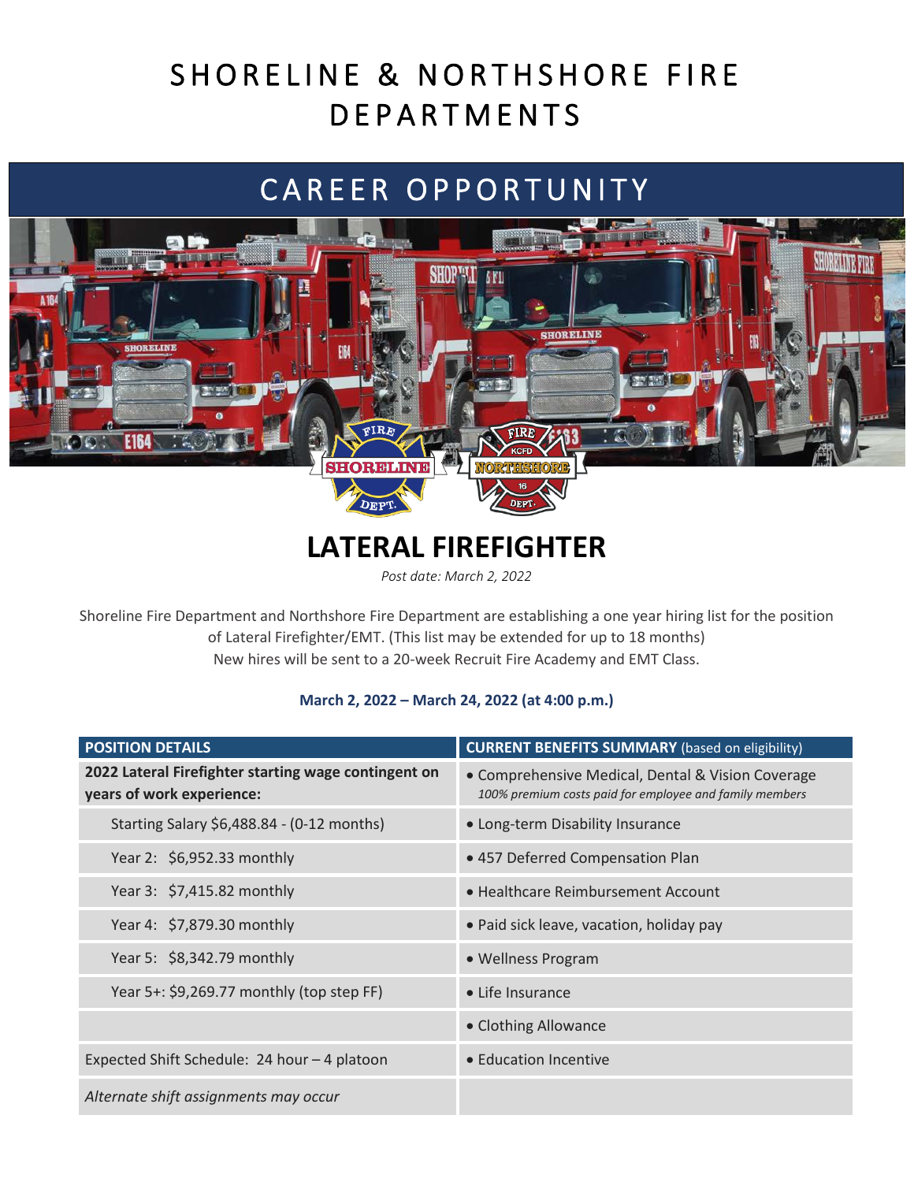# SHORELINE & NORTHSHORE FIRE DEPARTMENTS

## CAREER OPPORTUNITY

# LATERAL FIREFIGHTER

*Post date: March 2, 2022*

Shoreline Fire Department and Northshore Fire Department are establishing a one year hiring list for the position of Lateral Firefighter/EMT. (This list may be extended for up to 18 months)
New hires will be sent to a 20-week Recruit Fire Academy and EMT Class.

**March 2, 2022 – March 24, 2022 (at 4:00 p.m.)**

| POSITION DETAILS | CURRENT BENEFITS SUMMARY (based on eligibility) |
|---|---|
| **2022 Lateral Firefighter starting wage contingent on years of work experience:** | • Comprehensive Medical, Dental & Vision Coverage *100% premium costs paid for employee and family members* |
| Starting Salary $6,488.84 - (0-12 months) | • Long-term Disability Insurance |
| Year 2: $6,952.33 monthly | • 457 Deferred Compensation Plan |
| Year 3: $7,415.82 monthly | • Healthcare Reimbursement Account |
| Year 4: $7,879.30 monthly | • Paid sick leave, vacation, holiday pay |
| Year 5: $8,342.79 monthly | • Wellness Program |
| Year 5+: $9,269.77 monthly (top step FF) | • Life Insurance |
| | • Clothing Allowance |
| Expected Shift Schedule: 24 hour – 4 platoon | • Education Incentive |
| *Alternate shift assignments may occur* | |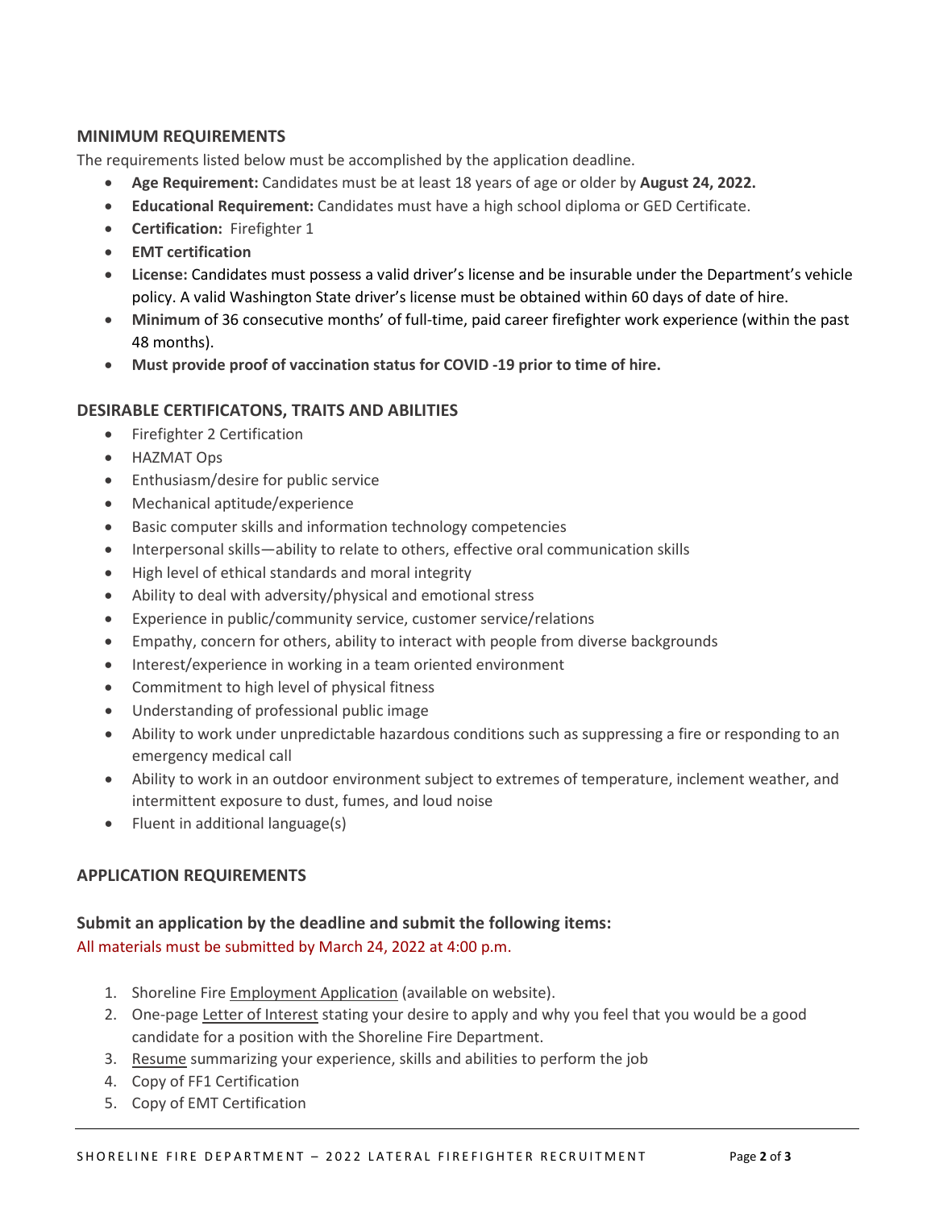## MINIMUM REQUIREMENTS

The requirements listed below must be accomplished by the application deadline.

- **Age Requirement:** Candidates must be at least 18 years of age or older by **August 24, 2022.**
- **Educational Requirement:** Candidates must have a high school diploma or GED Certificate.
- **Certification:** Firefighter 1
- **EMT certification**
- **License:** Candidates must possess a valid driver's license and be insurable under the Department's vehicle policy. A valid Washington State driver's license must be obtained within 60 days of date of hire.
- **Minimum** of 36 consecutive months' of full-time, paid career firefighter work experience (within the past 48 months).
- **Must provide proof of vaccination status for COVID -19 prior to time of hire.**

## DESIRABLE CERTIFICATONS, TRAITS AND ABILITIES

- Firefighter 2 Certification
- HAZMAT Ops
- Enthusiasm/desire for public service
- Mechanical aptitude/experience
- Basic computer skills and information technology competencies
- Interpersonal skills—ability to relate to others, effective oral communication skills
- High level of ethical standards and moral integrity
- Ability to deal with adversity/physical and emotional stress
- Experience in public/community service, customer service/relations
- Empathy, concern for others, ability to interact with people from diverse backgrounds
- Interest/experience in working in a team oriented environment
- Commitment to high level of physical fitness
- Understanding of professional public image
- Ability to work under unpredictable hazardous conditions such as suppressing a fire or responding to an emergency medical call
- Ability to work in an outdoor environment subject to extremes of temperature, inclement weather, and intermittent exposure to dust, fumes, and loud noise
- Fluent in additional language(s)

## APPLICATION REQUIREMENTS

### Submit an application by the deadline and submit the following items:

All materials must be submitted by March 24, 2022 at 4:00 p.m.

1. Shoreline Fire Employment Application (available on website).
2. One-page Letter of Interest stating your desire to apply and why you feel that you would be a good candidate for a position with the Shoreline Fire Department.
3. Resume summarizing your experience, skills and abilities to perform the job
4. Copy of FF1 Certification
5. Copy of EMT Certification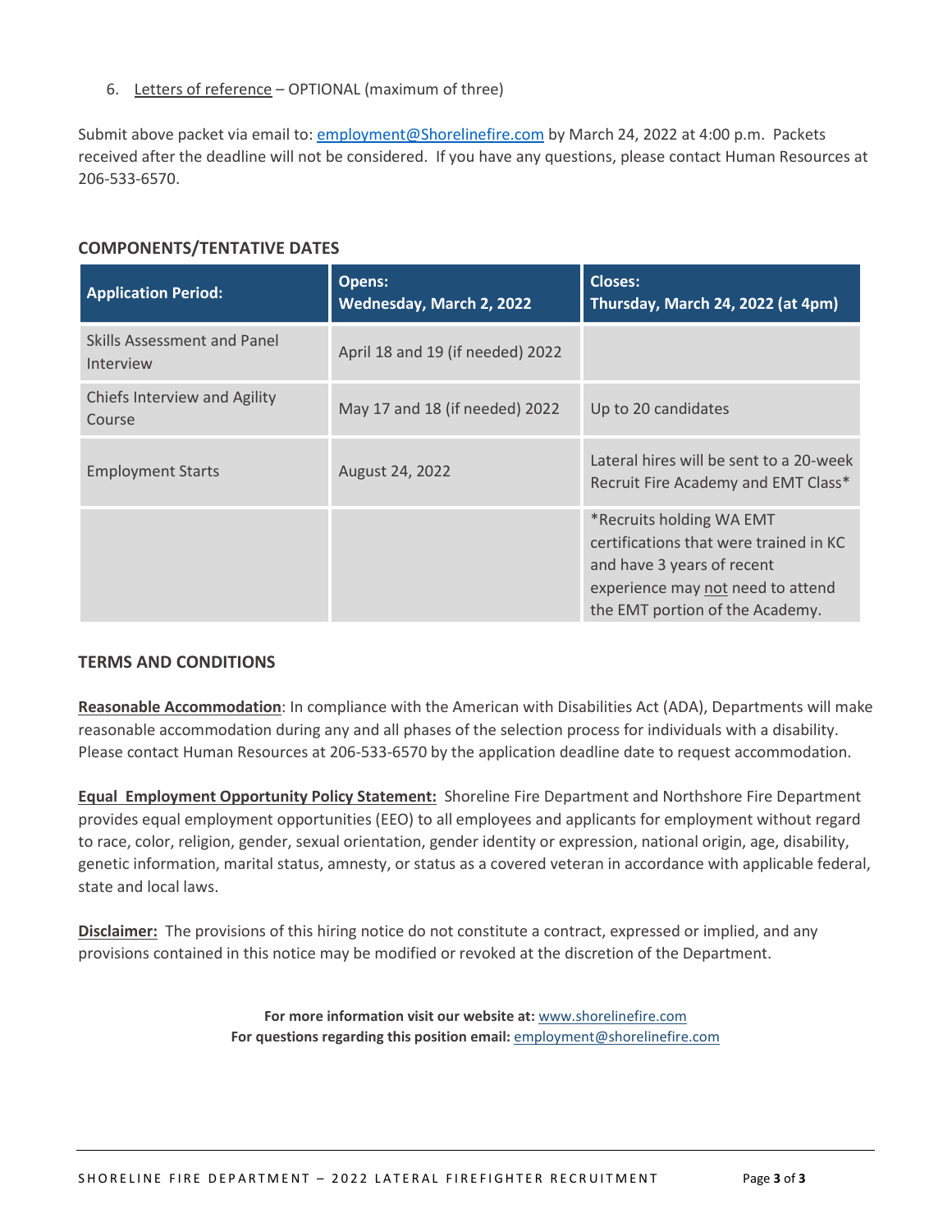6. Letters of reference – OPTIONAL (maximum of three)

Submit above packet via email to: employment@Shorelinefire.com by March 24, 2022 at 4:00 p.m. Packets received after the deadline will not be considered. If you have any questions, please contact Human Resources at 206-533-6570.

## COMPONENTS/TENTATIVE DATES

| Application Period: | Opens: Wednesday, March 2, 2022 | Closes: Thursday, March 24, 2022 (at 4pm) |
|---|---|---|
| Skills Assessment and Panel Interview | April 18 and 19 (if needed) 2022 | |
| Chiefs Interview and Agility Course | May 17 and 18 (if needed) 2022 | Up to 20 candidates |
| Employment Starts | August 24, 2022 | Lateral hires will be sent to a 20-week Recruit Fire Academy and EMT Class* |
| | | *Recruits holding WA EMT certifications that were trained in KC and have 3 years of recent experience may not need to attend the EMT portion of the Academy. |

## TERMS AND CONDITIONS

**Reasonable Accommodation**: In compliance with the American with Disabilities Act (ADA), Departments will make reasonable accommodation during any and all phases of the selection process for individuals with a disability. Please contact Human Resources at 206-533-6570 by the application deadline date to request accommodation.

**Equal Employment Opportunity Policy Statement:** Shoreline Fire Department and Northshore Fire Department provides equal employment opportunities (EEO) to all employees and applicants for employment without regard to race, color, religion, gender, sexual orientation, gender identity or expression, national origin, age, disability, genetic information, marital status, amnesty, or status as a covered veteran in accordance with applicable federal, state and local laws.

**Disclaimer:** The provisions of this hiring notice do not constitute a contract, expressed or implied, and any provisions contained in this notice may be modified or revoked at the discretion of the Department.

**For more information visit our website at:** www.shorelinefire.com
**For questions regarding this position email:** employment@shorelinefire.com